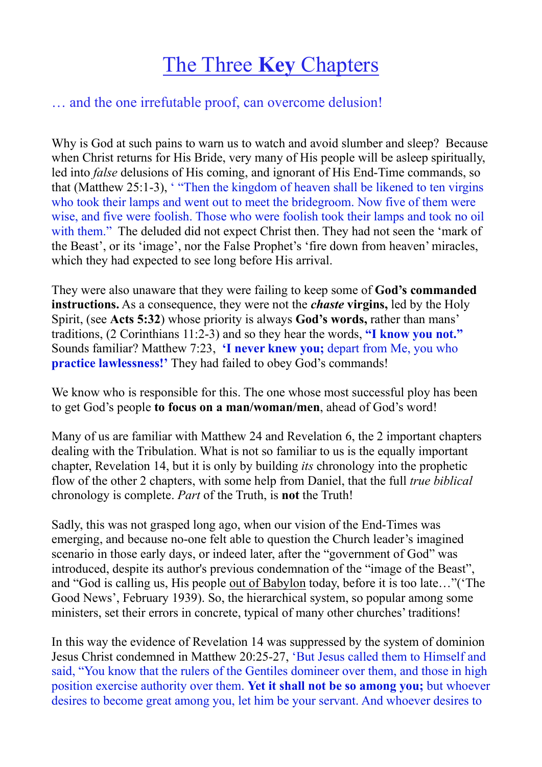# The Three **Key** Chapters

… and the one irrefutable proof, can overcome delusion!

Why is God at such pains to warn us to watch and avoid slumber and sleep? Because when Christ returns for His Bride, very many of His people will be asleep spiritually, led into *false* delusions of His coming, and ignorant of His End-Time commands, so that (Matthew 25:1-3), ' "Then the kingdom of heaven shall be likened to ten virgins who took their lamps and went out to meet the bridegroom. Now five of them were wise, and five were foolish. Those who were foolish took their lamps and took no oil with them." The deluded did not expect Christ then. They had not seen the 'mark of the Beast', or its 'image', nor the False Prophet's 'fire down from heaven' miracles, which they had expected to see long before His arrival.

They were also unaware that they were failing to keep some of **God's commanded instructions.** As a consequence, they were not the ***chaste* virgins,** led by the Holy Spirit, (see **Acts 5:32**) whose priority is always **God's words,** rather than mans' traditions, (2 Corinthians 11:2-3) and so they hear the words, **"I know you not."** Sounds familiar? Matthew 7:23, **'I never knew you;** depart from Me, you who **practice lawlessness!'** They had failed to obey God's commands!

We know who is responsible for this. The one whose most successful ploy has been to get God's people **to focus on a man/woman/men**, ahead of God's word!

Many of us are familiar with Matthew 24 and Revelation 6, the 2 important chapters dealing with the Tribulation. What is not so familiar to us is the equally important chapter, Revelation 14, but it is only by building *its* chronology into the prophetic flow of the other 2 chapters, with some help from Daniel, that the full *true biblical* chronology is complete. *Part* of the Truth, is **not** the Truth!

Sadly, this was not grasped long ago, when our vision of the End-Times was emerging, and because no-one felt able to question the Church leader's imagined scenario in those early days, or indeed later, after the "government of God" was introduced, despite its author's previous condemnation of the "image of the Beast", and "God is calling us, His people <u>out of Babylon</u> today, before it is too late…"('The Good News', February 1939). So, the hierarchical system, so popular among some ministers, set their errors in concrete, typical of many other churches' traditions!

In this way the evidence of Revelation 14 was suppressed by the system of dominion Jesus Christ condemned in Matthew 20:25-27, 'But Jesus called them to Himself and said, "You know that the rulers of the Gentiles domineer over them, and those in high position exercise authority over them. **Yet it shall not be so among you;** but whoever desires to become great among you, let him be your servant. And whoever desires to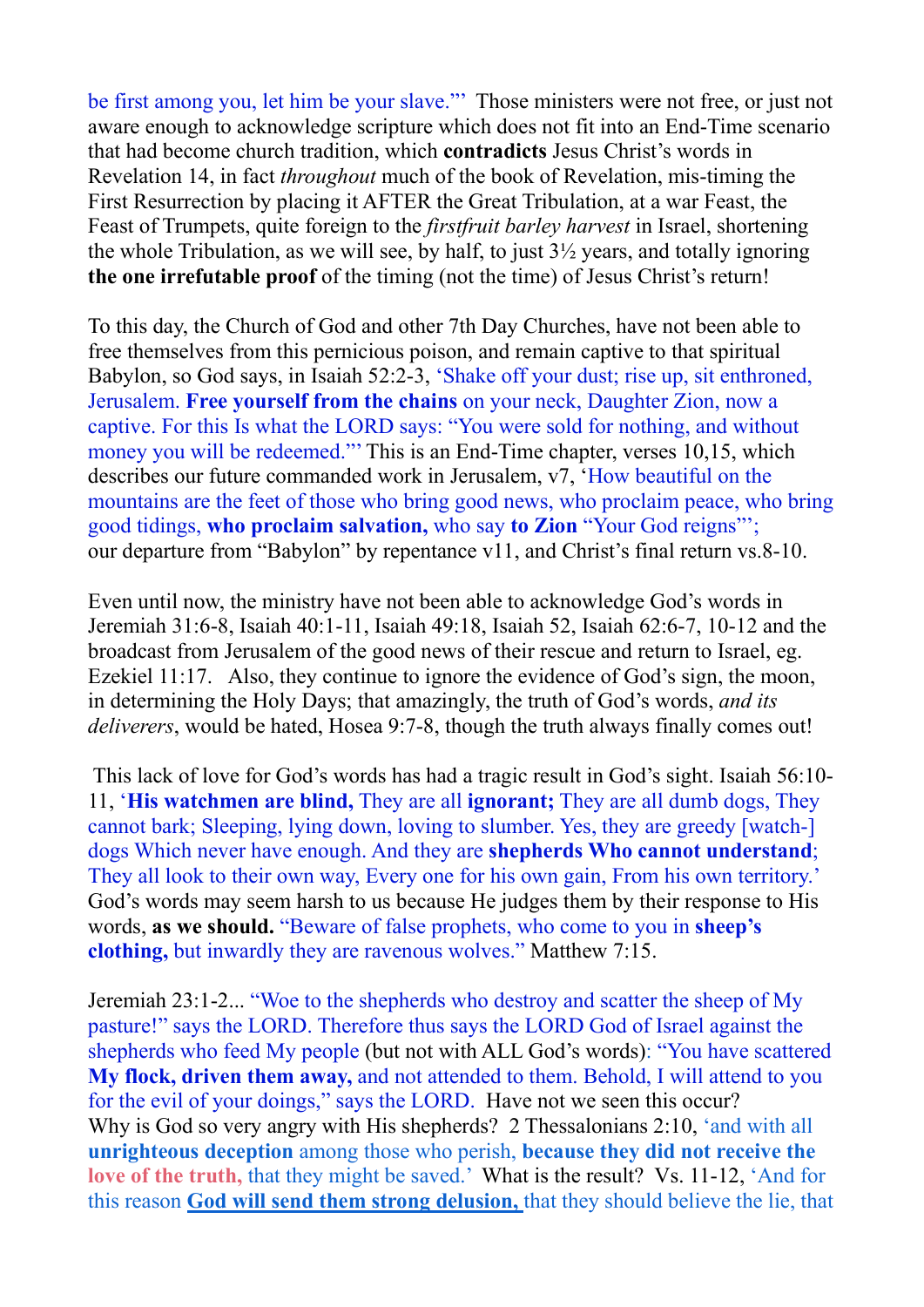be first among you, let him be your slave."' Those ministers were not free, or just not aware enough to acknowledge scripture which does not fit into an End-Time scenario that had become church tradition, which **contradicts** Jesus Christ's words in Revelation 14, in fact *throughout* much of the book of Revelation, mis-timing the First Resurrection by placing it AFTER the Great Tribulation, at a war Feast, the Feast of Trumpets, quite foreign to the *firstfruit barley harvest* in Israel, shortening the whole Tribulation, as we will see, by half, to just 3½ years, and totally ignoring **the one irrefutable proof** of the timing (not the time) of Jesus Christ's return!

To this day, the Church of God and other 7th Day Churches, have not been able to free themselves from this pernicious poison, and remain captive to that spiritual Babylon, so God says, in Isaiah 52:2-3, 'Shake off your dust; rise up, sit enthroned, Jerusalem. **Free yourself from the chains** on your neck, Daughter Zion, now a captive. For this Is what the LORD says: "You were sold for nothing, and without money you will be redeemed."' This is an End-Time chapter, verses 10,15, which describes our future commanded work in Jerusalem, v7, 'How beautiful on the mountains are the feet of those who bring good news, who proclaim peace, who bring good tidings, **who proclaim salvation,** who say **to Zion** "Your God reigns"'; our departure from "Babylon" by repentance v11, and Christ's final return vs.8-10.

Even until now, the ministry have not been able to acknowledge God's words in Jeremiah 31:6-8, Isaiah 40:1-11, Isaiah 49:18, Isaiah 52, Isaiah 62:6-7, 10-12 and the broadcast from Jerusalem of the good news of their rescue and return to Israel, eg. Ezekiel 11:17. Also, they continue to ignore the evidence of God's sign, the moon, in determining the Holy Days; that amazingly, the truth of God's words, *and its deliverers*, would be hated, Hosea 9:7-8, though the truth always finally comes out!

This lack of love for God's words has had a tragic result in God's sight. Isaiah 56:10-11, '**His watchmen are blind,** They are all **ignorant;** They are all dumb dogs, They cannot bark; Sleeping, lying down, loving to slumber. Yes, they are greedy [watch-] dogs Which never have enough. And they are **shepherds Who cannot understand**; They all look to their own way, Every one for his own gain, From his own territory.' God's words may seem harsh to us because He judges them by their response to His words, **as we should.** "Beware of false prophets, who come to you in **sheep's clothing,** but inwardly they are ravenous wolves." Matthew 7:15.

Jeremiah 23:1-2... "Woe to the shepherds who destroy and scatter the sheep of My pasture!" says the LORD. Therefore thus says the LORD God of Israel against the shepherds who feed My people (but not with ALL God's words): "You have scattered **My flock, driven them away,** and not attended to them. Behold, I will attend to you for the evil of your doings," says the LORD. Have not we seen this occur? Why is God so very angry with His shepherds? 2 Thessalonians 2:10, 'and with all **unrighteous deception** among those who perish, **because they did not receive the love of the truth,** that they might be saved.' What is the result? Vs. 11-12, 'And for this reason **God will send them strong delusion,** that they should believe the lie, that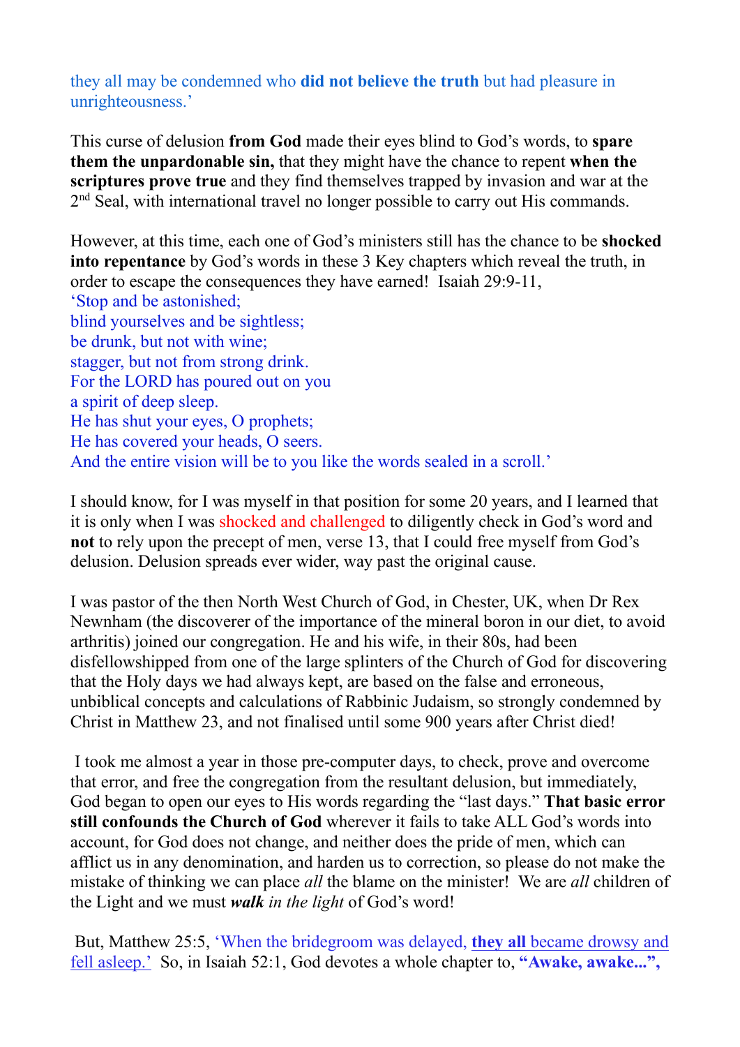they all may be condemned who **did not believe the truth** but had pleasure in unrighteousness.'

This curse of delusion **from God** made their eyes blind to God's words, to **spare them the unpardonable sin,** that they might have the chance to repent **when the scriptures prove true** and they find themselves trapped by invasion and war at the 2nd Seal, with international travel no longer possible to carry out His commands.

However, at this time, each one of God's ministers still has the chance to be **shocked into repentance** by God's words in these 3 Key chapters which reveal the truth, in order to escape the consequences they have earned! Isaiah 29:9-11,
'Stop and be astonished;
blind yourselves and be sightless;
be drunk, but not with wine;
stagger, but not from strong drink.
For the LORD has poured out on you
a spirit of deep sleep.
He has shut your eyes, O prophets;
He has covered your heads, O seers.
And the entire vision will be to you like the words sealed in a scroll.'

I should know, for I was myself in that position for some 20 years, and I learned that it is only when I was shocked and challenged to diligently check in God's word and **not** to rely upon the precept of men, verse 13, that I could free myself from God's delusion. Delusion spreads ever wider, way past the original cause.

I was pastor of the then North West Church of God, in Chester, UK, when Dr Rex Newnham (the discoverer of the importance of the mineral boron in our diet, to avoid arthritis) joined our congregation. He and his wife, in their 80s, had been disfellowshipped from one of the large splinters of the Church of God for discovering that the Holy days we had always kept, are based on the false and erroneous, unbiblical concepts and calculations of Rabbinic Judaism, so strongly condemned by Christ in Matthew 23, and not finalised until some 900 years after Christ died!

I took me almost a year in those pre-computer days, to check, prove and overcome that error, and free the congregation from the resultant delusion, but immediately, God began to open our eyes to His words regarding the "last days." **That basic error still confounds the Church of God** wherever it fails to take ALL God's words into account, for God does not change, and neither does the pride of men, which can afflict us in any denomination, and harden us to correction, so please do not make the mistake of thinking we can place *all* the blame on the minister! We are *all* children of the Light and we must ***walk*** *in the light* of God's word!

But, Matthew 25:5, 'When the bridegroom was delayed, **they all** became drowsy and fell asleep.' So, in Isaiah 52:1, God devotes a whole chapter to, **"Awake, awake...",**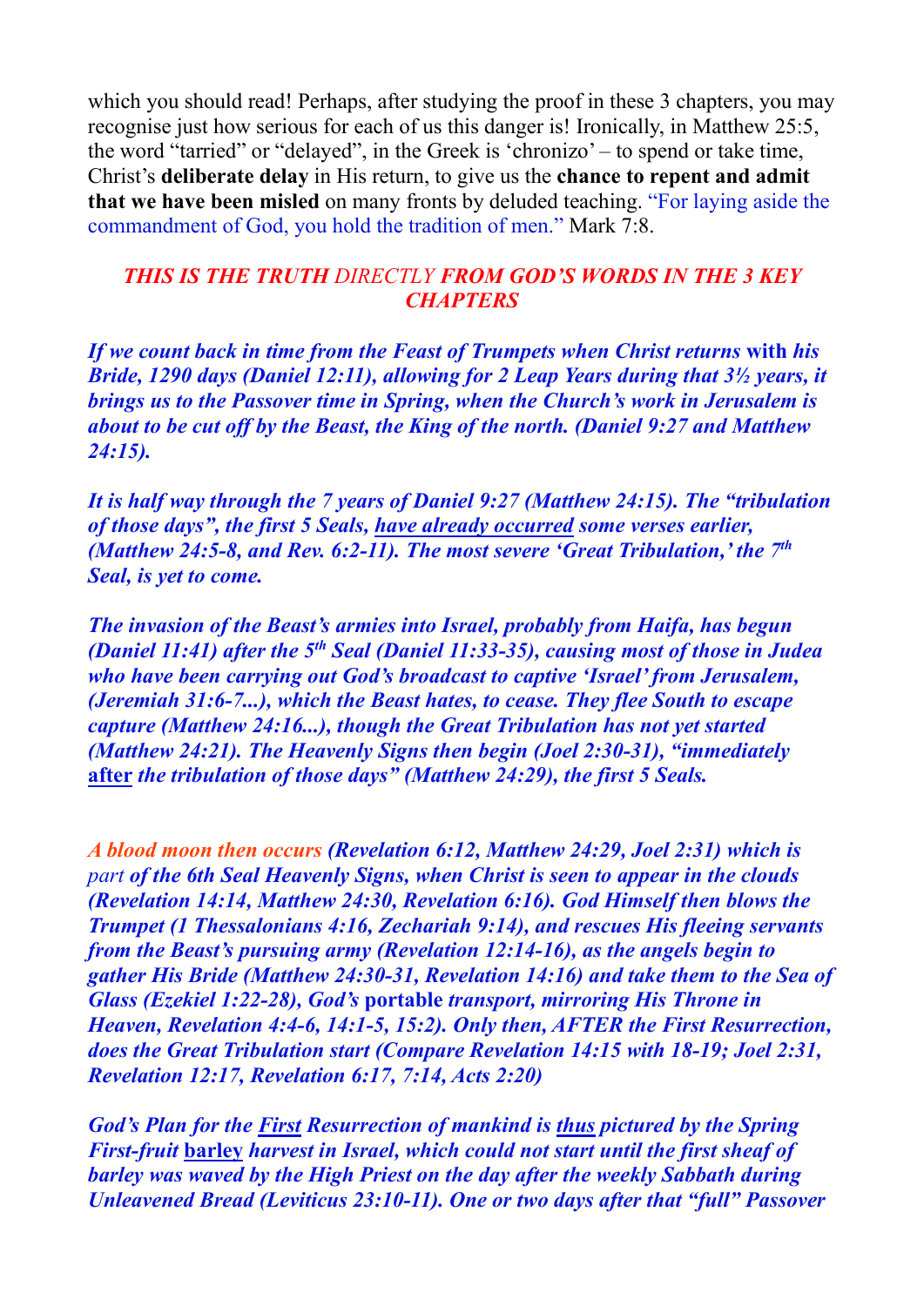which you should read! Perhaps, after studying the proof in these 3 chapters, you may recognise just how serious for each of us this danger is! Ironically, in Matthew 25:5, the word "tarried" or "delayed", in the Greek is 'chronizo' – to spend or take time, Christ's **deliberate delay** in His return, to give us the **chance to repent and admit that we have been misled** on many fronts by deluded teaching. "For laying aside the commandment of God, you hold the tradition of men." Mark 7:8.

***THIS IS THE TRUTH*** *DIRECTLY* ***FROM GOD'S WORDS IN THE 3 KEY CHAPTERS***

***If we count back in time from the Feast of Trumpets when Christ returns* with *his Bride, 1290 days (Daniel 12:11), allowing for 2 Leap Years during that 3½ years, it brings us to the Passover time in Spring, when the Church's work in Jerusalem is about to be cut off by the Beast, the King of the north. (Daniel 9:27 and Matthew 24:15).***

***It is half way through the 7 years of Daniel 9:27 (Matthew 24:15). The "tribulation of those days", the first 5 Seals, <u>have already occurred</u> some verses earlier, (Matthew 24:5-8, and Rev. 6:2-11). The most severe 'Great Tribulation,' the 7th Seal, is yet to come.***

***The invasion of the Beast's armies into Israel, probably from Haifa, has begun (Daniel 11:41) after the 5th Seal (Daniel 11:33-35), causing most of those in Judea who have been carrying out God's broadcast to captive 'Israel' from Jerusalem, (Jeremiah 31:6-7...), which the Beast hates, to cease. They flee South to escape capture (Matthew 24:16...), though the Great Tribulation has not yet started (Matthew 24:21). The Heavenly Signs then begin (Joel 2:30-31), "immediately*** **<u>after</u>** ***the tribulation of those days" (Matthew 24:29), the first 5 Seals.***

***A blood moon then occurs (Revelation 6:12, Matthew 24:29, Joel 2:31) which is*** *part* ***of the 6th Seal Heavenly Signs, when Christ is seen to appear in the clouds (Revelation 14:14, Matthew 24:30, Revelation 6:16). God Himself then blows the Trumpet (1 Thessalonians 4:16, Zechariah 9:14), and rescues His fleeing servants from the Beast's pursuing army (Revelation 12:14-16), as the angels begin to gather His Bride (Matthew 24:30-31, Revelation 14:16) and take them to the Sea of Glass (Ezekiel 1:22-28), God's*** **portable** ***transport, mirroring His Throne in Heaven, Revelation 4:4-6, 14:1-5, 15:2). Only then, AFTER the First Resurrection, does the Great Tribulation start (Compare Revelation 14:15 with 18-19; Joel 2:31, Revelation 12:17, Revelation 6:17, 7:14, Acts 2:20)***

***God's Plan for the <u>First</u> Resurrection of mankind is <u>thus</u> pictured by the Spring First-fruit*** **<u>barley</u>** ***harvest in Israel, which could not start until the first sheaf of barley was waved by the High Priest on the day after the weekly Sabbath during Unleavened Bread (Leviticus 23:10-11). One or two days after that "full" Passover***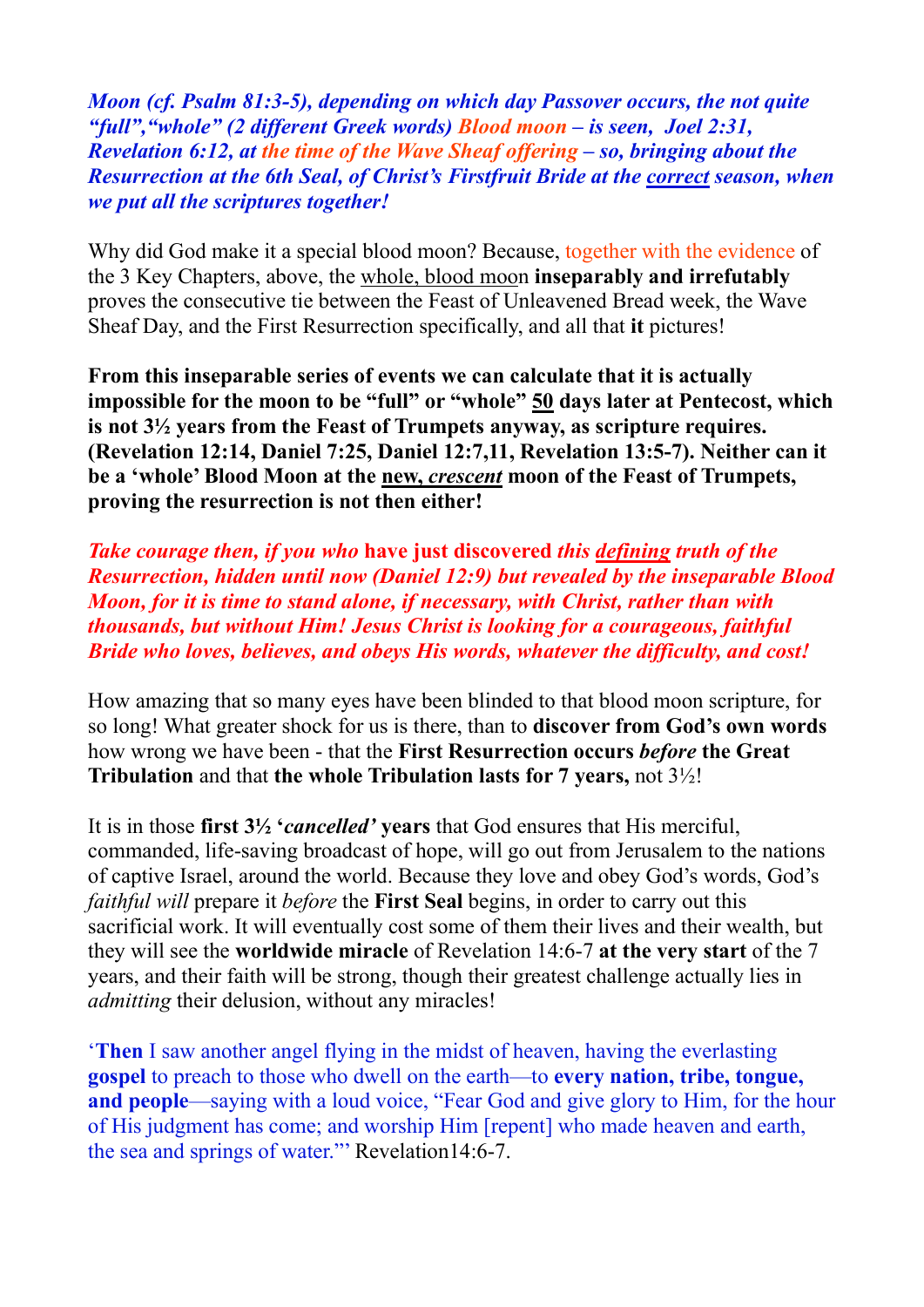***Moon (cf. Psalm 81:3-5), depending on which day Passover occurs, the not quite "full","whole" (2 different Greek words) Blood moon – is seen, Joel 2:31, Revelation 6:12, at the time of the Wave Sheaf offering – so, bringing about the Resurrection at the 6th Seal, of Christ's Firstfruit Bride at the correct season, when we put all the scriptures together!***

Why did God make it a special blood moon? Because, together with the evidence of the 3 Key Chapters, above, the whole, blood moon **inseparably and irrefutably** proves the consecutive tie between the Feast of Unleavened Bread week, the Wave Sheaf Day, and the First Resurrection specifically, and all that **it** pictures!

**From this inseparable series of events we can calculate that it is actually impossible for the moon to be "full" or "whole" 50 days later at Pentecost, which is not 3½ years from the Feast of Trumpets anyway, as scripture requires. (Revelation 12:14, Daniel 7:25, Daniel 12:7,11, Revelation 13:5-7). Neither can it be a 'whole' Blood Moon at the new, *crescent* moon of the Feast of Trumpets, proving the resurrection is not then either!**

*Take courage then, if you who* **have just discovered** *this defining truth of the Resurrection, hidden until now (Daniel 12:9) but revealed by the inseparable Blood Moon, for it is time to stand alone, if necessary, with Christ, rather than with thousands, but without Him! Jesus Christ is looking for a courageous, faithful Bride who loves, believes, and obeys His words, whatever the difficulty, and cost!*

How amazing that so many eyes have been blinded to that blood moon scripture, for so long! What greater shock for us is there, than to **discover from God's own words** how wrong we have been - that the **First Resurrection occurs *before* the Great Tribulation** and that **the whole Tribulation lasts for 7 years,** not 3½!

It is in those **first 3½ '*cancelled*' years** that God ensures that His merciful, commanded, life-saving broadcast of hope, will go out from Jerusalem to the nations of captive Israel, around the world. Because they love and obey God's words, God's *faithful will* prepare it *before* the **First Seal** begins, in order to carry out this sacrificial work. It will eventually cost some of them their lives and their wealth, but they will see the **worldwide miracle** of Revelation 14:6-7 **at the very start** of the 7 years, and their faith will be strong, though their greatest challenge actually lies in *admitting* their delusion, without any miracles!

'**Then** I saw another angel flying in the midst of heaven, having the everlasting **gospel** to preach to those who dwell on the earth—to **every nation, tribe, tongue, and people**—saying with a loud voice, "Fear God and give glory to Him, for the hour of His judgment has come; and worship Him [repent] who made heaven and earth, the sea and springs of water."' Revelation14:6-7.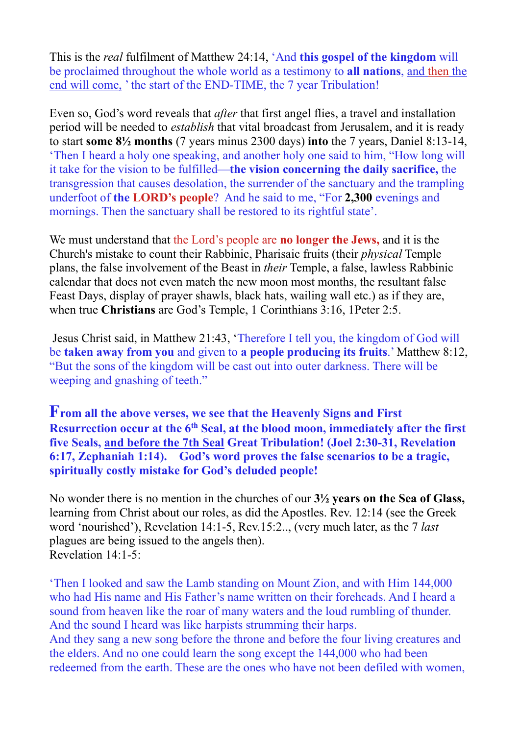This is the *real* fulfilment of Matthew 24:14, 'And **this gospel of the kingdom** will be proclaimed throughout the whole world as a testimony to **all nations**, and then the end will come, ' the start of the END-TIME, the 7 year Tribulation!

Even so, God's word reveals that *after* that first angel flies, a travel and installation period will be needed to *establish* that vital broadcast from Jerusalem, and it is ready to start **some 8½ months** (7 years minus 2300 days) **into** the 7 years, Daniel 8:13-14, 'Then I heard a holy one speaking, and another holy one said to him, "How long will it take for the vision to be fulfilled—**the vision concerning the daily sacrifice,** the transgression that causes desolation, the surrender of the sanctuary and the trampling underfoot of **the LORD's people**? And he said to me, "For **2,300** evenings and mornings. Then the sanctuary shall be restored to its rightful state'.

We must understand that the Lord's people are **no longer the Jews,** and it is the Church's mistake to count their Rabbinic, Pharisaic fruits (their *physical* Temple plans, the false involvement of the Beast in *their* Temple, a false, lawless Rabbinic calendar that does not even match the new moon most months, the resultant false Feast Days, display of prayer shawls, black hats, wailing wall etc.) as if they are, when true **Christians** are God's Temple, 1 Corinthians 3:16, 1Peter 2:5.

Jesus Christ said, in Matthew 21:43, 'Therefore I tell you, the kingdom of God will be **taken away from you** and given to **a people producing its fruits**.' Matthew 8:12, "But the sons of the kingdom will be cast out into outer darkness. There will be weeping and gnashing of teeth."

**From all the above verses, we see that the Heavenly Signs and First Resurrection occur at the 6th Seal, at the blood moon, immediately after the first five Seals, and before the 7th Seal Great Tribulation! (Joel 2:30-31, Revelation 6:17, Zephaniah 1:14). God's word proves the false scenarios to be a tragic, spiritually costly mistake for God's deluded people!**

No wonder there is no mention in the churches of our **3½ years on the Sea of Glass,** learning from Christ about our roles, as did the Apostles. Rev. 12:14 (see the Greek word 'nourished'), Revelation 14:1-5, Rev.15:2.., (very much later, as the 7 *last* plagues are being issued to the angels then).
Revelation 14:1-5:

'Then I looked and saw the Lamb standing on Mount Zion, and with Him 144,000 who had His name and His Father's name written on their foreheads. And I heard a sound from heaven like the roar of many waters and the loud rumbling of thunder. And the sound I heard was like harpists strumming their harps.
And they sang a new song before the throne and before the four living creatures and the elders. And no one could learn the song except the 144,000 who had been redeemed from the earth. These are the ones who have not been defiled with women,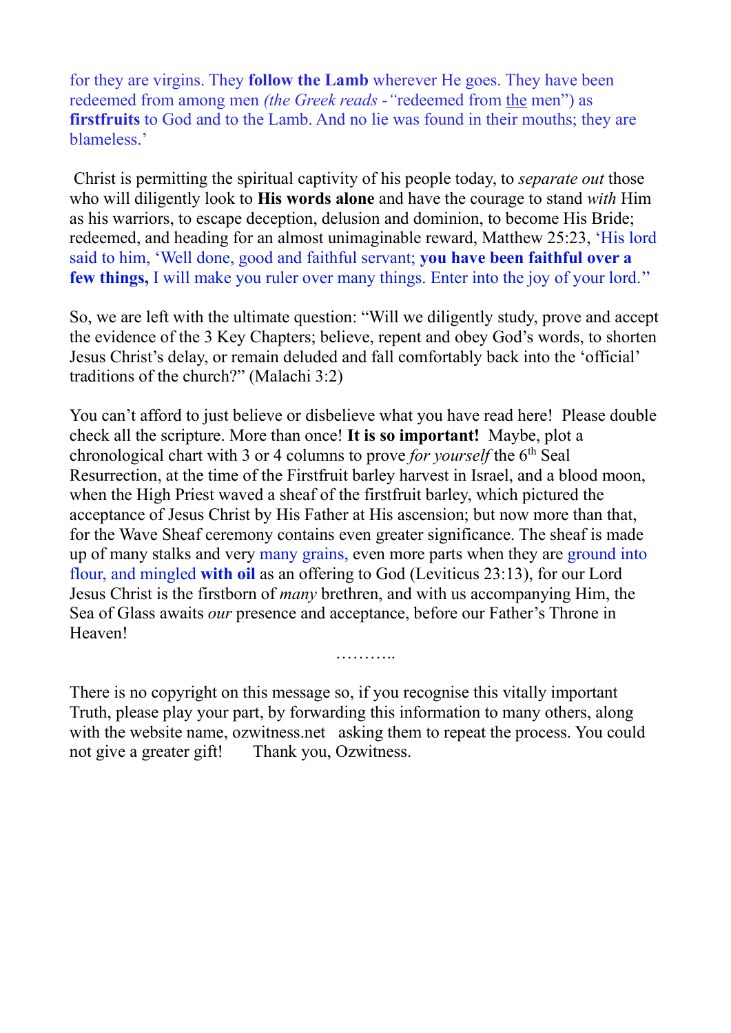for they are virgins. They **follow the Lamb** wherever He goes. They have been redeemed from among men *(the Greek reads - "*redeemed from the men") as **firstfruits** to God and to the Lamb. And no lie was found in their mouths; they are blameless.'

Christ is permitting the spiritual captivity of his people today, to *separate out* those who will diligently look to **His words alone** and have the courage to stand *with* Him as his warriors, to escape deception, delusion and dominion, to become His Bride; redeemed, and heading for an almost unimaginable reward, Matthew 25:23, 'His lord said to him, 'Well done, good and faithful servant; **you have been faithful over a few things,** I will make you ruler over many things. Enter into the joy of your lord."

So, we are left with the ultimate question: "Will we diligently study, prove and accept the evidence of the 3 Key Chapters; believe, repent and obey God's words, to shorten Jesus Christ's delay, or remain deluded and fall comfortably back into the 'official' traditions of the church?" (Malachi 3:2)

You can't afford to just believe or disbelieve what you have read here! Please double check all the scripture. More than once! **It is so important!** Maybe, plot a chronological chart with 3 or 4 columns to prove *for yourself* the 6th Seal Resurrection, at the time of the Firstfruit barley harvest in Israel, and a blood moon, when the High Priest waved a sheaf of the firstfruit barley, which pictured the acceptance of Jesus Christ by His Father at His ascension; but now more than that, for the Wave Sheaf ceremony contains even greater significance. The sheaf is made up of many stalks and very many grains, even more parts when they are ground into flour, and mingled **with oil** as an offering to God (Leviticus 23:13), for our Lord Jesus Christ is the firstborn of *many* brethren, and with us accompanying Him, the Sea of Glass awaits *our* presence and acceptance, before our Father's Throne in Heaven!

………..

There is no copyright on this message so, if you recognise this vitally important Truth, please play your part, by forwarding this information to many others, along with the website name, ozwitness.net asking them to repeat the process. You could not give a greater gift! Thank you, Ozwitness.